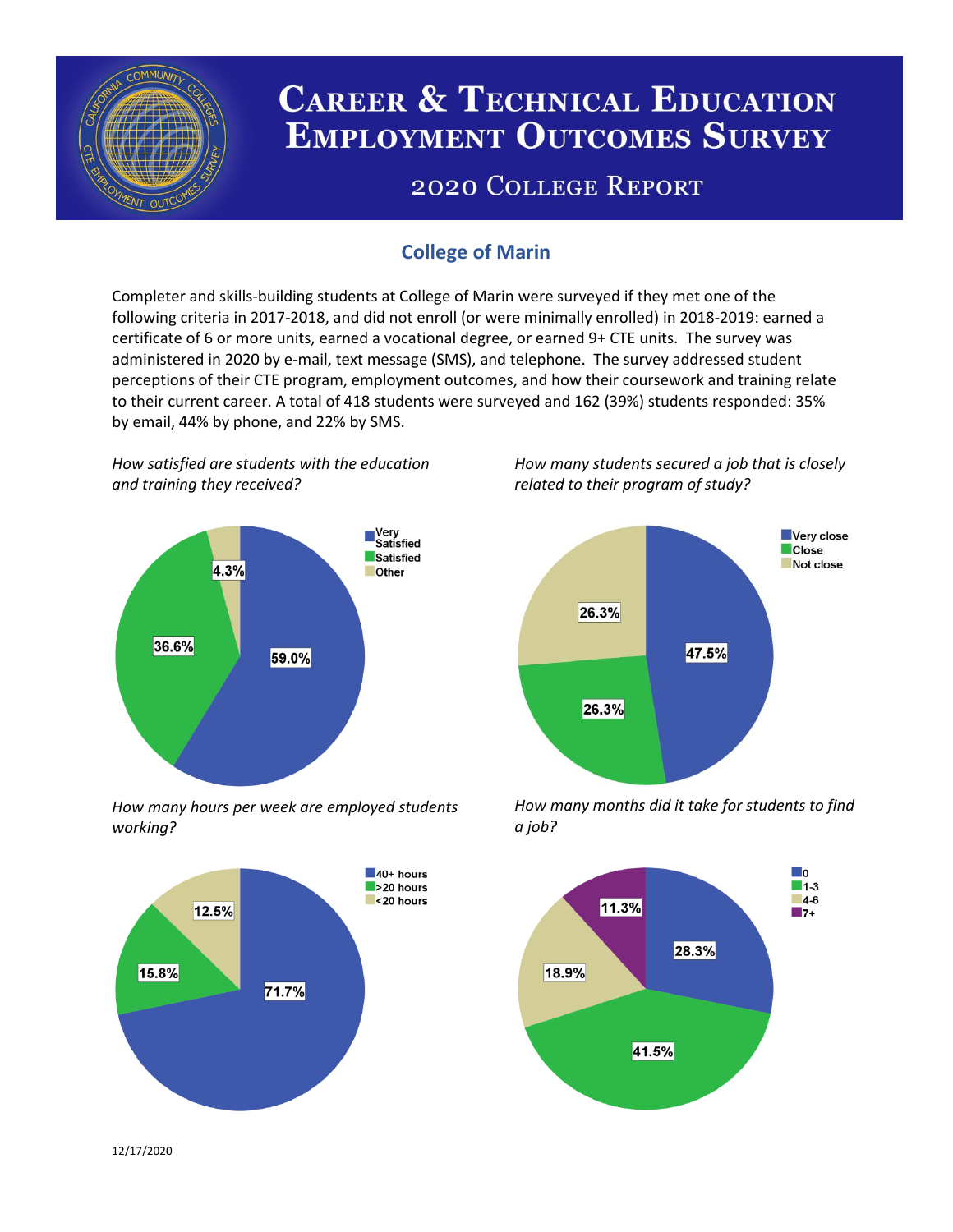# Career & Technical Education Employment Outcomes Survey

## 2020 College Report

## College of Marin

Completer and skills-building students at College of Marin were surveyed if they met one of the following criteria in 2017-2018, and did not enroll (or were minimally enrolled) in 2018-2019: earned a certificate of 6 or more units, earned a vocational degree, or earned 9+ CTE units. The survey was administered in 2020 by e-mail, text message (SMS), and telephone. The survey addressed student perceptions of their CTE program, employment outcomes, and how their coursework and training relate to their current career. A total of 418 students were surveyed and 162 (39%) students responded: 35% by email, 44% by phone, and 22% by SMS.

*How satisfied are students with the education and training they received?*

| Response | Percent |
|---|---|
| Very Satisfied | 59.0% |
| Satisfied | 36.6% |
| Other | 4.3% |

*How many students secured a job that is closely related to their program of study?*

| Response | Percent |
|---|---|
| Very close | 47.5% |
| Close | 26.3% |
| Not close | 26.3% |

*How many hours per week are employed students working?*

| Response | Percent |
|---|---|
| 40+ hours | 71.7% |
| >20 hours | 15.8% |
| <20 hours | 12.5% |

*How many months did it take for students to find a job?*

| Response | Percent |
|---|---|
| 0 | 28.3% |
| 1-3 | 41.5% |
| 4-6 | 18.9% |
| 7+ | 11.3% |

12/17/2020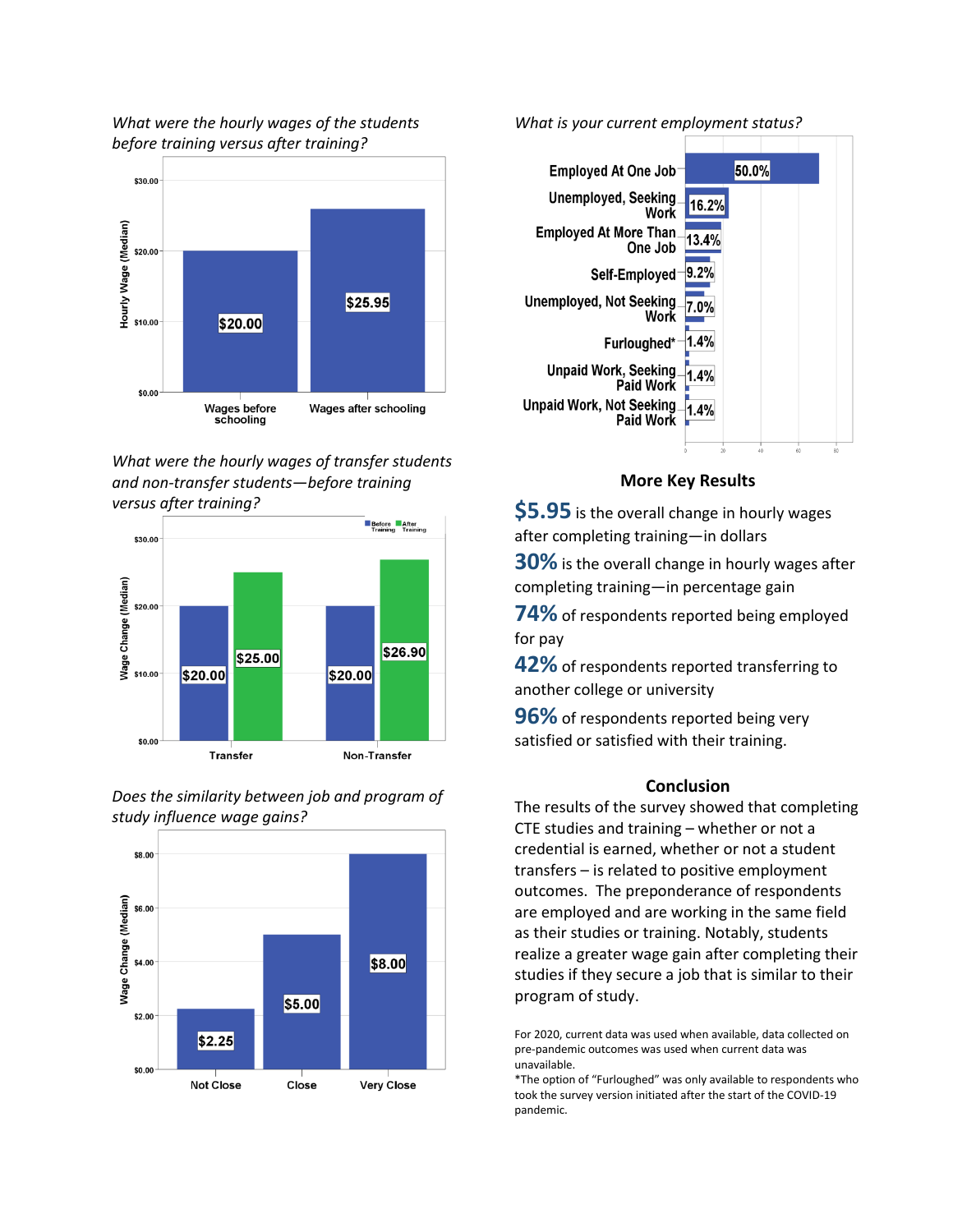*What were the hourly wages of the students before training versus after training?*

$30.00
$20.00
$10.00
$0.00
Hourly Wage (Median)
$20.00
$25.95
Wages before schooling
Wages after schooling

*What were the hourly wages of transfer students and non-transfer students—before training versus after training?*

Before Training
After Training
$30.00
$20.00
$10.00
$0.00
Wage Change (Median)
$20.00
$25.00
$20.00
$26.90
Transfer
Non-Transfer

*Does the similarity between job and program of study influence wage gains?*

$8.00
$6.00
$4.00
$2.00
$0.00
Wage Change (Median)
$2.25
$5.00
$8.00
Not Close
Close
Very Close

*What is your current employment status?*

Employed At One Job 50.0%
Unemployed, Seeking Work 16.2%
Employed At More Than One Job 13.4%
Self-Employed 9.2%
Unemployed, Not Seeking Work 7.0%
Furloughed* 1.4%
Unpaid Work, Seeking Paid Work 1.4%
Unpaid Work, Not Seeking Paid Work 1.4%
0
20
40
60
80

### More Key Results

**$5.95** is the overall change in hourly wages after completing training—in dollars

**30%** is the overall change in hourly wages after completing training—in percentage gain

**74%** of respondents reported being employed for pay

**42%** of respondents reported transferring to another college or university

**96%** of respondents reported being very satisfied or satisfied with their training.

### Conclusion

The results of the survey showed that completing CTE studies and training – whether or not a credential is earned, whether or not a student transfers – is related to positive employment outcomes. The preponderance of respondents are employed and are working in the same field as their studies or training. Notably, students realize a greater wage gain after completing their studies if they secure a job that is similar to their program of study.

For 2020, current data was used when available, data collected on pre-pandemic outcomes was used when current data was unavailable.
*The option of "Furloughed" was only available to respondents who took the survey version initiated after the start of the COVID-19 pandemic.